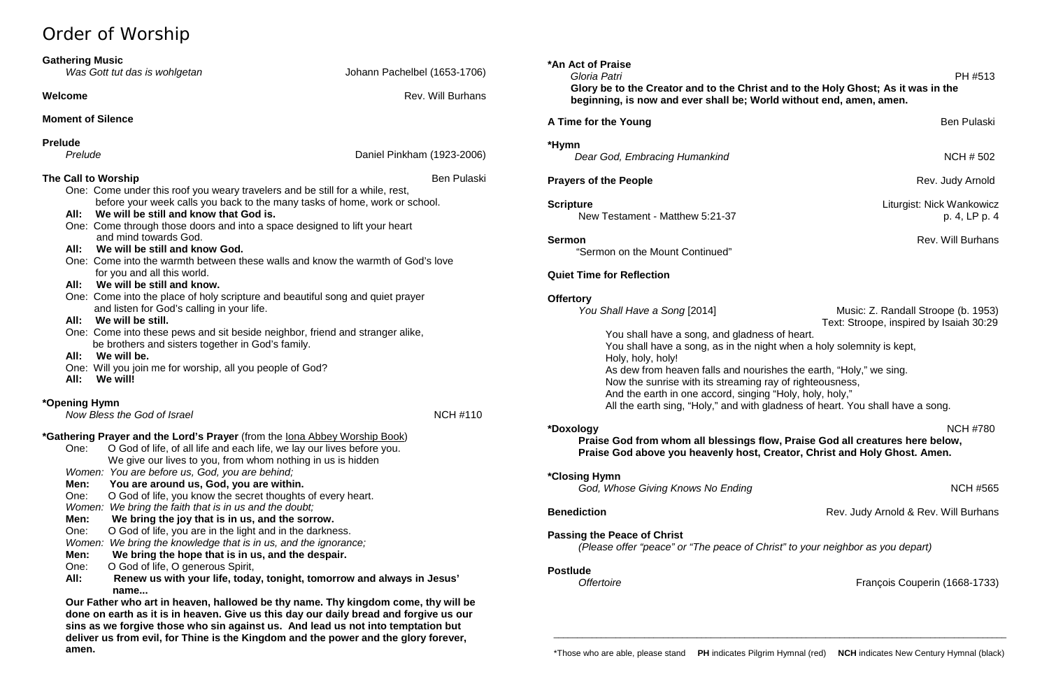# Order of Worship

**Gathering Music**
*Was Gott tut das is wohlgetan* — Johann Pachelbel (1653-1706)

**Welcome** — Rev. Will Burhans

**Moment of Silence**

**Prelude**
*Prelude* — Daniel Pinkham (1923-2006)

**The Call to Worship** — Ben Pulaski

One: Come under this roof you weary travelers and be still for a while, rest, before your week calls you back to the many tasks of home, work or school.
**All: We will be still and know that God is.**
One: Come through those doors and into a space designed to lift your heart and mind towards God.
**All: We will be still and know God.**
One: Come into the warmth between these walls and know the warmth of God's love for you and all this world.
**All: We will be still and know.**
One: Come into the place of holy scripture and beautiful song and quiet prayer and listen for God's calling in your life.
**All: We will be still.**
One: Come into these pews and sit beside neighbor, friend and stranger alike, be brothers and sisters together in God's family.
**All: We will be.**
One: Will you join me for worship, all you people of God?
**All: We will!**

**\*Opening Hymn**
*Now Bless the God of Israel* — NCH #110

**\*Gathering Prayer and the Lord's Prayer** (from the Iona Abbey Worship Book)

One: O God of life, of all life and each life, we lay our lives before you. We give our lives to you, from whom nothing in us is hidden
*Women: You are before us, God, you are behind;*
**Men: You are around us, God, you are within.**
One: O God of life, you know the secret thoughts of every heart.
*Women: We bring the faith that is in us and the doubt;*
**Men: We bring the joy that is in us, and the sorrow.**
One: O God of life, you are in the light and in the darkness.
*Women: We bring the knowledge that is in us, and the ignorance;*
**Men: We bring the hope that is in us, and the despair.**
One: O God of life, O generous Spirit,
**All: Renew us with your life, today, tonight, tomorrow and always in Jesus' name...**

**Our Father who art in heaven, hallowed be thy name. Thy kingdom come, thy will be done on earth as it is in heaven. Give us this day our daily bread and forgive us our sins as we forgive those who sin against us. And lead us not into temptation but deliver us from evil, for Thine is the Kingdom and the power and the glory forever, amen.**

**\*An Act of Praise**
*Gloria Patri* — PH #513
**Glory be to the Creator and to the Christ and to the Holy Ghost; As it was in the beginning, is now and ever shall be; World without end, amen, amen.**

**A Time for the Young** — Ben Pulaski

**\*Hymn**
*Dear God, Embracing Humankind* — NCH # 502

**Prayers of the People** — Rev. Judy Arnold

**Scripture** — Liturgist: Nick Wankowicz
New Testament - Matthew 5:21-37 — p. 4, LP p. 4

**Sermon** — Rev. Will Burhans
"Sermon on the Mount Continued"

**Quiet Time for Reflection**

**Offertory**
*You Shall Have a Song* [2014] — Music: Z. Randall Stroope (b. 1953)
Text: Stroope, inspired by Isaiah 30:29

You shall have a song, and gladness of heart.
You shall have a song, as in the night when a holy solemnity is kept,
Holy, holy, holy!
As dew from heaven falls and nourishes the earth, "Holy," we sing.
Now the sunrise with its streaming ray of righteousness,
And the earth in one accord, singing "Holy, holy, holy,"
All the earth sing, "Holy," and with gladness of heart. You shall have a song.

**\*Doxology** — NCH #780
**Praise God from whom all blessings flow, Praise God all creatures here below, Praise God above you heavenly host, Creator, Christ and Holy Ghost. Amen.**

**\*Closing Hymn**
*God, Whose Giving Knows No Ending* — NCH #565

**Benediction** — Rev. Judy Arnold & Rev. Will Burhans

**Passing the Peace of Christ**
*(Please offer "peace" or "The peace of Christ" to your neighbor as you depart)*

**Postlude**
*Offertoire* — François Couperin (1668-1733)

---

\*Those who are able, please stand **PH** indicates Pilgrim Hymnal (red) **NCH** indicates New Century Hymnal (black)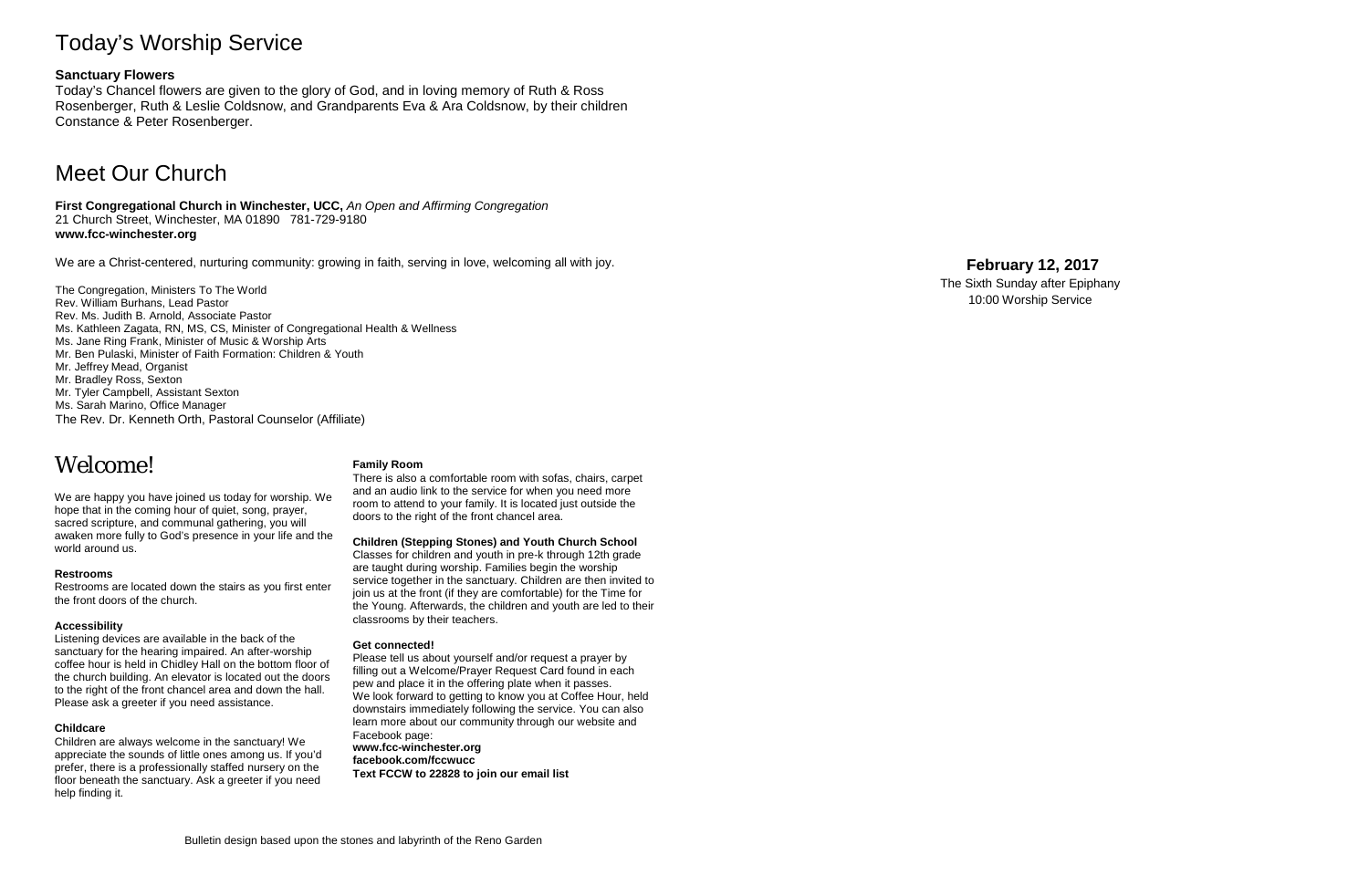# Today's Worship Service

**Sanctuary Flowers**

Today's Chancel flowers are given to the glory of God, and in loving memory of Ruth & Ross Rosenberger, Ruth & Leslie Coldsnow, and Grandparents Eva & Ara Coldsnow, by their children Constance & Peter Rosenberger.

# Meet Our Church

**First Congregational Church in Winchester, UCC,** *An Open and Affirming Congregation*
21 Church Street, Winchester, MA 01890 781-729-9180
**www.fcc-winchester.org**

We are a Christ-centered, nurturing community: growing in faith, serving in love, welcoming all with joy.

The Congregation, Ministers To The World
Rev. William Burhans, Lead Pastor
Rev. Ms. Judith B. Arnold, Associate Pastor
Ms. Kathleen Zagata, RN, MS, CS, Minister of Congregational Health & Wellness
Ms. Jane Ring Frank, Minister of Music & Worship Arts
Mr. Ben Pulaski, Minister of Faith Formation: Children & Youth
Mr. Jeffrey Mead, Organist
Mr. Bradley Ross, Sexton
Mr. Tyler Campbell, Assistant Sexton
Ms. Sarah Marino, Office Manager
The Rev. Dr. Kenneth Orth, Pastoral Counselor (Affiliate)

# Welcome!

We are happy you have joined us today for worship. We hope that in the coming hour of quiet, song, prayer, sacred scripture, and communal gathering, you will awaken more fully to God's presence in your life and the world around us.

**Restrooms**

Restrooms are located down the stairs as you first enter the front doors of the church.

**Accessibility**

Listening devices are available in the back of the sanctuary for the hearing impaired. An after-worship coffee hour is held in Chidley Hall on the bottom floor of the church building. An elevator is located out the doors to the right of the front chancel area and down the hall. Please ask a greeter if you need assistance.

**Childcare**

Children are always welcome in the sanctuary! We appreciate the sounds of little ones among us. If you'd prefer, there is a professionally staffed nursery on the floor beneath the sanctuary. Ask a greeter if you need help finding it.

**Family Room**

There is also a comfortable room with sofas, chairs, carpet and an audio link to the service for when you need more room to attend to your family. It is located just outside the doors to the right of the front chancel area.

**Children (Stepping Stones) and Youth Church School**

Classes for children and youth in pre-k through 12th grade are taught during worship. Families begin the worship service together in the sanctuary. Children are then invited to join us at the front (if they are comfortable) for the Time for the Young. Afterwards, the children and youth are led to their classrooms by their teachers.

**Get connected!**

Please tell us about yourself and/or request a prayer by filling out a Welcome/Prayer Request Card found in each pew and place it in the offering plate when it passes. We look forward to getting to know you at Coffee Hour, held downstairs immediately following the service. You can also learn more about our community through our website and Facebook page:
**www.fcc-winchester.org**
**facebook.com/fccwucc**
**Text FCCW to 22828 to join our email list**

Bulletin design based upon the stones and labyrinth of the Reno Garden

**February 12, 2017**
The Sixth Sunday after Epiphany
10:00 Worship Service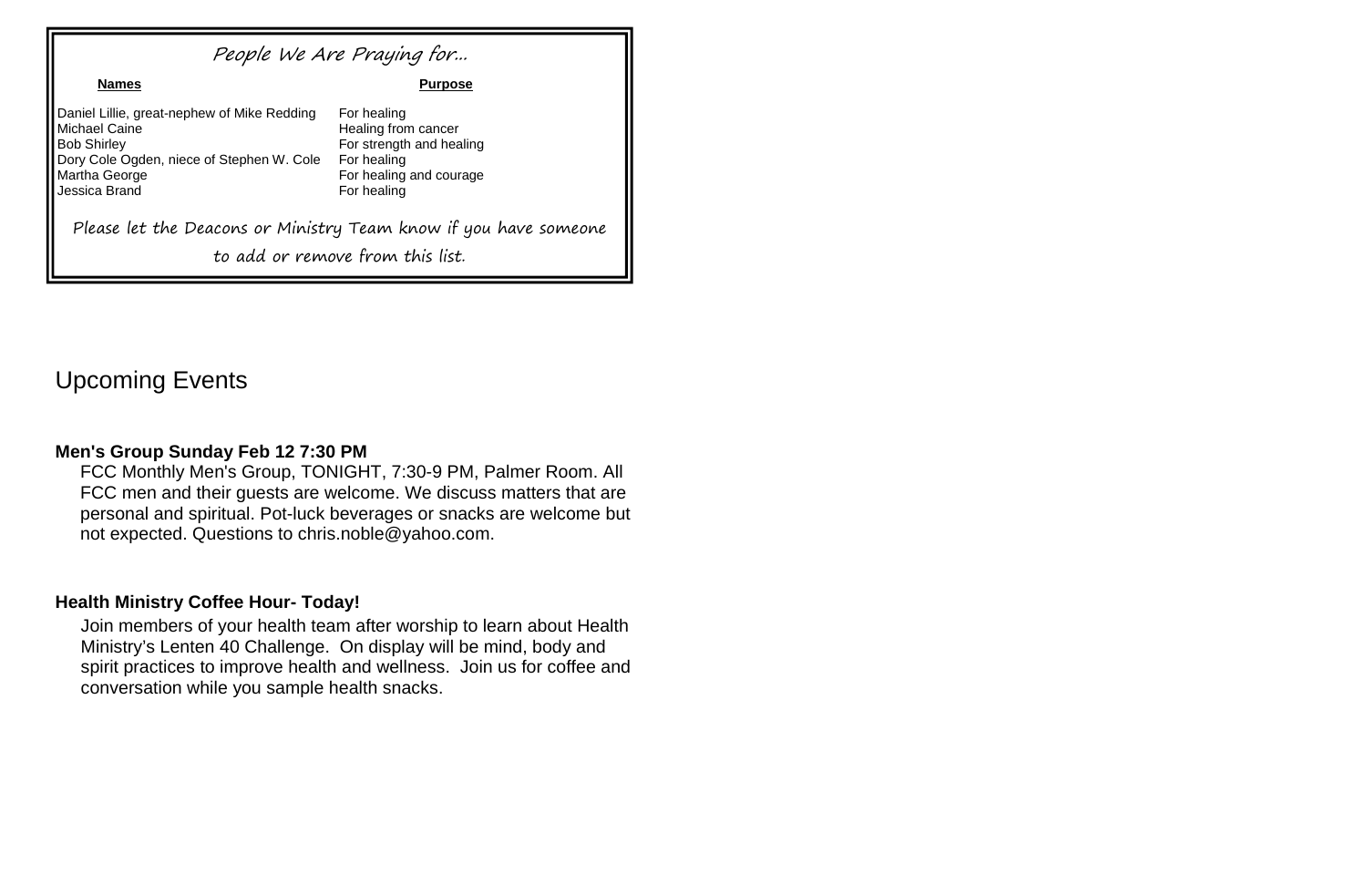## People We Are Praying for...

| Names | Purpose |
| --- | --- |
| Daniel Lillie, great-nephew of Mike Redding | For healing |
| Michael Caine | Healing from cancer |
| Bob Shirley | For strength and healing |
| Dory Cole Ogden, niece of Stephen W. Cole | For healing |
| Martha George | For healing and courage |
| Jessica Brand | For healing |

Please let the Deacons or Ministry Team know if you have someone to add or remove from this list.

# Upcoming Events

**Men's Group Sunday Feb 12 7:30 PM**

FCC Monthly Men's Group, TONIGHT, 7:30-9 PM, Palmer Room. All FCC men and their guests are welcome. We discuss matters that are personal and spiritual. Pot-luck beverages or snacks are welcome but not expected. Questions to chris.noble@yahoo.com.

**Health Ministry Coffee Hour- Today!**

Join members of your health team after worship to learn about Health Ministry's Lenten 40 Challenge. On display will be mind, body and spirit practices to improve health and wellness. Join us for coffee and conversation while you sample health snacks.